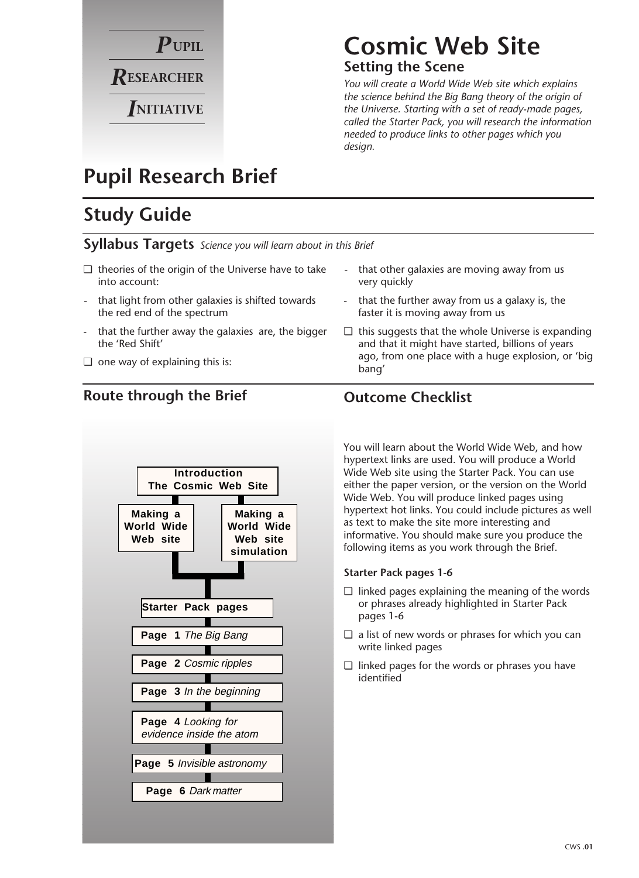**PUPIL RESEARCHER INITIATIVE**

# Cosmic Web Site

## Setting the Scene

*You will create a World Wide Web site which explains the science behind the Big Bang theory of the origin of the Universe. Starting with a set of ready-made pages, called the Starter Pack, you will research the information needed to produce links to other pages which you design.*

# Pupil Research Brief

## Study Guide

### Syllabus Targets *Science you will learn about in this Brief*

- ❑ theories of the origin of the Universe have to take into account:
  - that light from other galaxies is shifted towards the red end of the spectrum
  - that the further away the galaxies are, the bigger the 'Red Shift'
- ❑ one way of explaining this is:
  - that other galaxies are moving away from us very quickly
  - that the further away from us a galaxy is, the faster it is moving away from us
- ❑ this suggests that the whole Universe is expanding and that it might have started, billions of years ago, from one place with a huge explosion, or 'big bang'

### Route through the Brief

- **Introduction The Cosmic Web Site**
  - **Making a World Wide Web site**
  - **Making a World Wide Web site simulation**
- **Starter Pack pages**
  - **Page 1** *The Big Bang*
  - **Page 2** *Cosmic ripples*
  - **Page 3** *In the beginning*
  - **Page 4** *Looking for evidence inside the atom*
  - **Page 5** *Invisible astronomy*
  - **Page 6** *Dark matter*

### Outcome Checklist

You will learn about the World Wide Web, and how hypertext links are used. You will produce a World Wide Web site using the Starter Pack. You can use either the paper version, or the version on the World Wide Web. You will produce linked pages using hypertext hot links. You could include pictures as well as text to make the site more interesting and informative. You should make sure you produce the following items as you work through the Brief.

**Starter Pack pages 1-6**

- ❑ linked pages explaining the meaning of the words or phrases already highlighted in Starter Pack pages 1-6
- ❑ a list of new words or phrases for which you can write linked pages
- ❑ linked pages for the words or phrases you have identified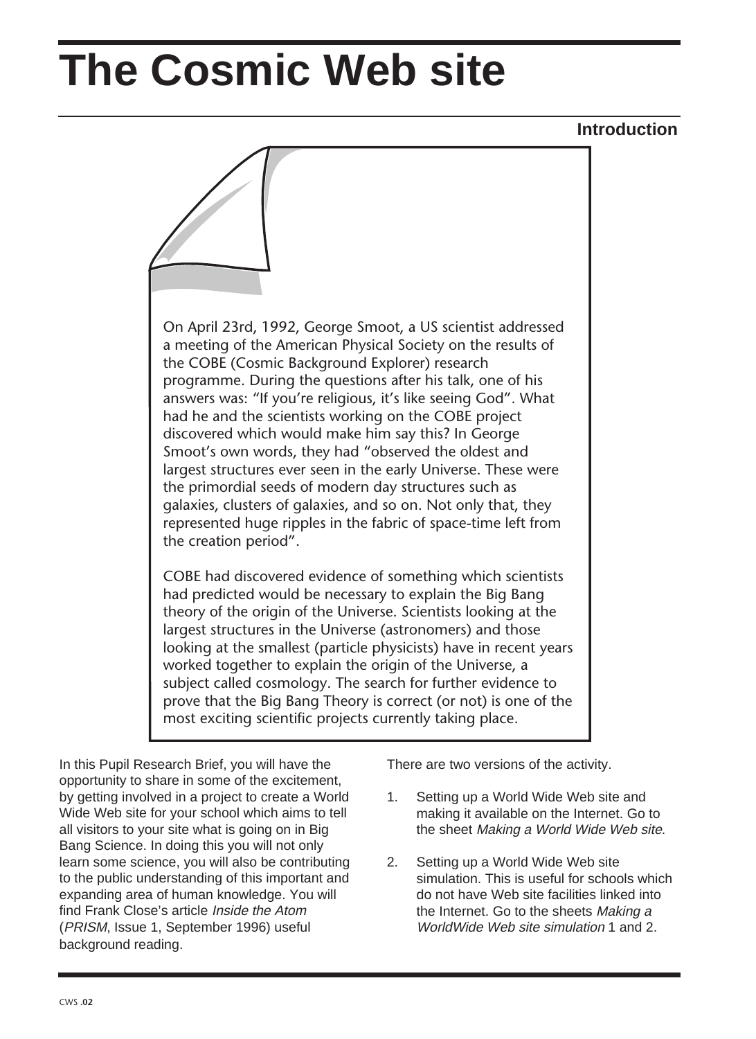# The Cosmic Web site

## Introduction

On April 23rd, 1992, George Smoot, a US scientist addressed a meeting of the American Physical Society on the results of the COBE (Cosmic Background Explorer) research programme. During the questions after his talk, one of his answers was: "If you're religious, it's like seeing God". What had he and the scientists working on the COBE project discovered which would make him say this? In George Smoot's own words, they had "observed the oldest and largest structures ever seen in the early Universe. These were the primordial seeds of modern day structures such as galaxies, clusters of galaxies, and so on. Not only that, they represented huge ripples in the fabric of space-time left from the creation period".

COBE had discovered evidence of something which scientists had predicted would be necessary to explain the Big Bang theory of the origin of the Universe. Scientists looking at the largest structures in the Universe (astronomers) and those looking at the smallest (particle physicists) have in recent years worked together to explain the origin of the Universe, a subject called cosmology. The search for further evidence to prove that the Big Bang Theory is correct (or not) is one of the most exciting scientific projects currently taking place.

In this Pupil Research Brief, you will have the opportunity to share in some of the excitement, by getting involved in a project to create a World Wide Web site for your school which aims to tell all visitors to your site what is going on in Big Bang Science. In doing this you will not only learn some science, you will also be contributing to the public understanding of this important and expanding area of human knowledge. You will find Frank Close's article *Inside the Atom* (*PRISM*, Issue 1, September 1996) useful background reading.

There are two versions of the activity.

1. Setting up a World Wide Web site and making it available on the Internet. Go to the sheet *Making a World Wide Web site*.
2. Setting up a World Wide Web site simulation. This is useful for schools which do not have Web site facilities linked into the Internet. Go to the sheets *Making a WorldWide Web site simulation* 1 and 2.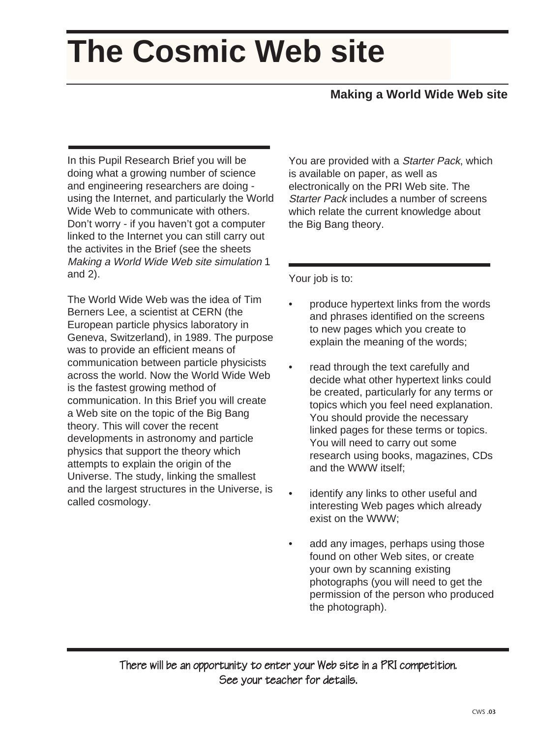# The Cosmic Web site

## Making a World Wide Web site

In this Pupil Research Brief you will be doing what a growing number of science and engineering researchers are doing - using the Internet, and particularly the World Wide Web to communicate with others. Don't worry - if you haven't got a computer linked to the Internet you can still carry out the activites in the Brief (see the sheets *Making a World Wide Web site simulation* 1 and 2).

The World Wide Web was the idea of Tim Berners Lee, a scientist at CERN (the European particle physics laboratory in Geneva, Switzerland), in 1989. The purpose was to provide an efficient means of communication between particle physicists across the world. Now the World Wide Web is the fastest growing method of communication. In this Brief you will create a Web site on the topic of the Big Bang theory. This will cover the recent developments in astronomy and particle physics that support the theory which attempts to explain the origin of the Universe. The study, linking the smallest and the largest structures in the Universe, is called cosmology.

You are provided with a *Starter Pack*, which is available on paper, as well as electronically on the PRI Web site. The *Starter Pack* includes a number of screens which relate the current knowledge about the Big Bang theory.

Your job is to:

- produce hypertext links from the words and phrases identified on the screens to new pages which you create to explain the meaning of the words;
- read through the text carefully and decide what other hypertext links could be created, particularly for any terms or topics which you feel need explanation. You should provide the necessary linked pages for these terms or topics. You will need to carry out some research using books, magazines, CDs and the WWW itself;
- identify any links to other useful and interesting Web pages which already exist on the WWW;
- add any images, perhaps using those found on other Web sites, or create your own by scanning existing photographs (you will need to get the permission of the person who produced the photograph).

There will be an opportunity to enter your Web site in a PRI competition.
See your teacher for details.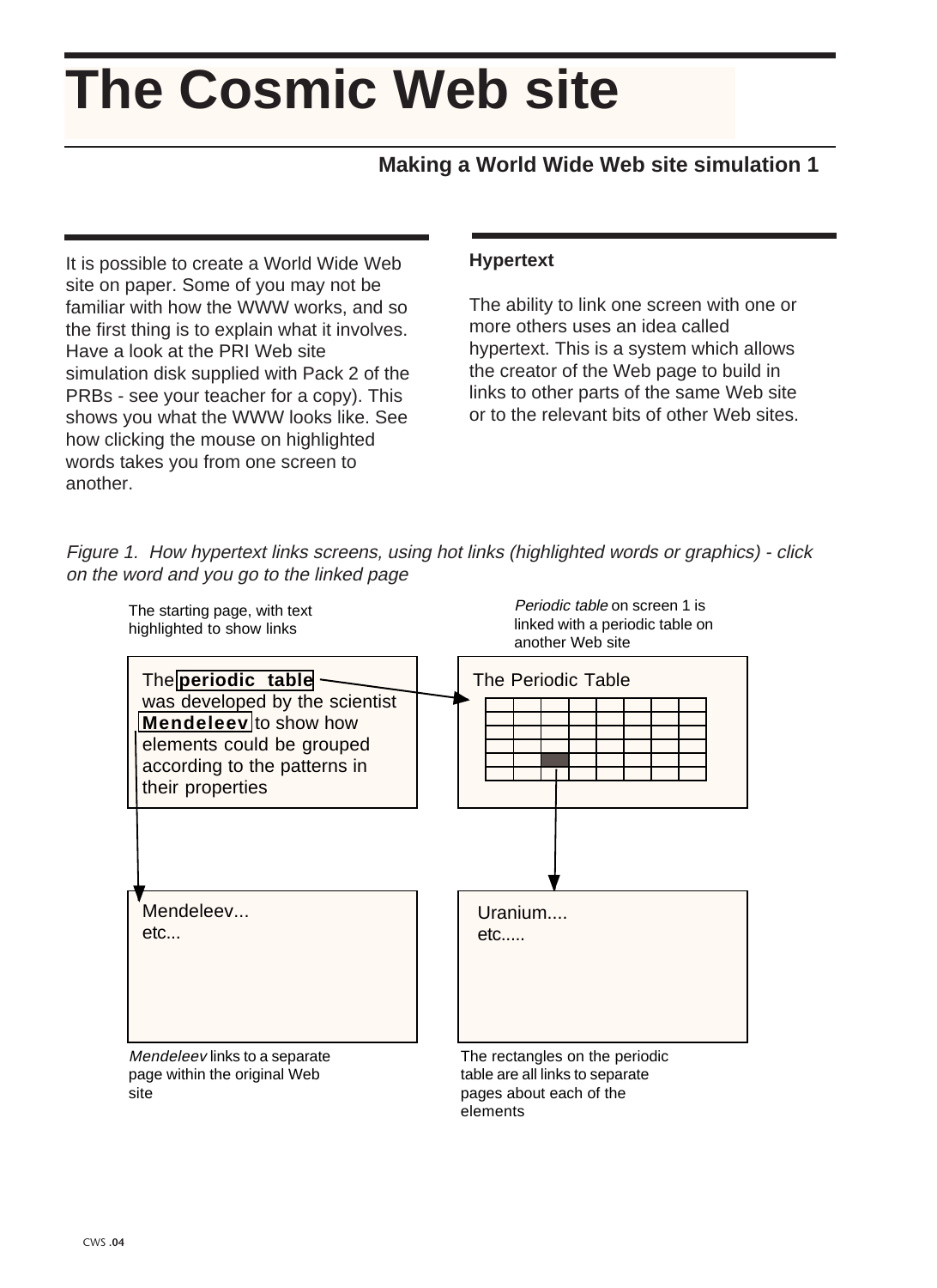# The Cosmic Web site

**Making a World Wide Web site simulation 1**

It is possible to create a World Wide Web site on paper. Some of you may not be familiar with how the WWW works, and so the first thing is to explain what it involves. Have a look at the PRI Web site simulation disk supplied with Pack 2 of the PRBs - see your teacher for a copy). This shows you what the WWW looks like. See how clicking the mouse on highlighted words takes you from one screen to another.

**Hypertext**

The ability to link one screen with one or more others uses an idea called hypertext. This is a system which allows the creator of the Web page to build in links to other parts of the same Web site or to the relevant bits of other Web sites.

*Figure 1. How hypertext links screens, using hot links (highlighted words or graphics) - click on the word and you go to the linked page*

The starting page, with text highlighted to show links

The **periodic table** was developed by the scientist **Mendeleev** to show how elements could be grouped according to the patterns in their properties

*Periodic table* on screen 1 is linked with a periodic table on another Web site

The Periodic Table

Mendeleev...
etc...

*Mendeleev* links to a separate page within the original Web site

Uranium....
etc.....

The rectangles on the periodic table are all links to separate pages about each of the elements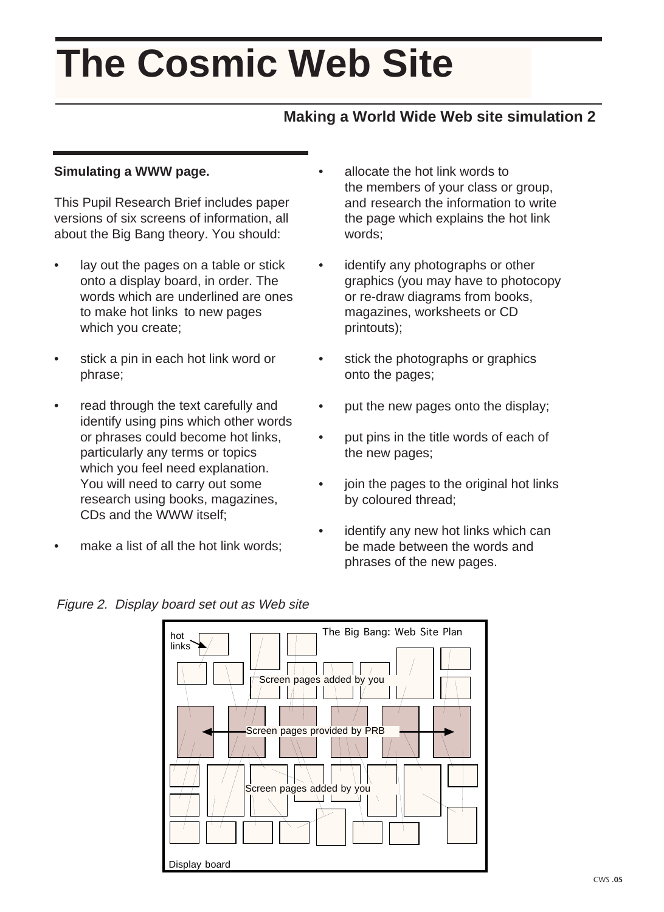# The Cosmic Web Site

## Making a World Wide Web site simulation 2

**Simulating a WWW page.**

This Pupil Research Brief includes paper versions of six screens of information, all about the Big Bang theory. You should:

- lay out the pages on a table or stick onto a display board, in order. The words which are underlined are ones to make hot links to new pages which you create;
- stick a pin in each hot link word or phrase;
- read through the text carefully and identify using pins which other words or phrases could become hot links, particularly any terms or topics which you feel need explanation. You will need to carry out some research using books, magazines, CDs and the WWW itself;
- make a list of all the hot link words;
- allocate the hot link words to the members of your class or group, and research the information to write the page which explains the hot link words;
- identify any photographs or other graphics (you may have to photocopy or re-draw diagrams from books, magazines, worksheets or CD printouts);
- stick the photographs or graphics onto the pages;
- put the new pages onto the display;
- put pins in the title words of each of the new pages;
- join the pages to the original hot links by coloured thread;
- identify any new hot links which can be made between the words and phrases of the new pages.

*Figure 2. Display board set out as Web site*

The Big Bang: Web Site Plan

hot links

Screen pages added by you

Screen pages provided by PRB

Screen pages added by you

Display board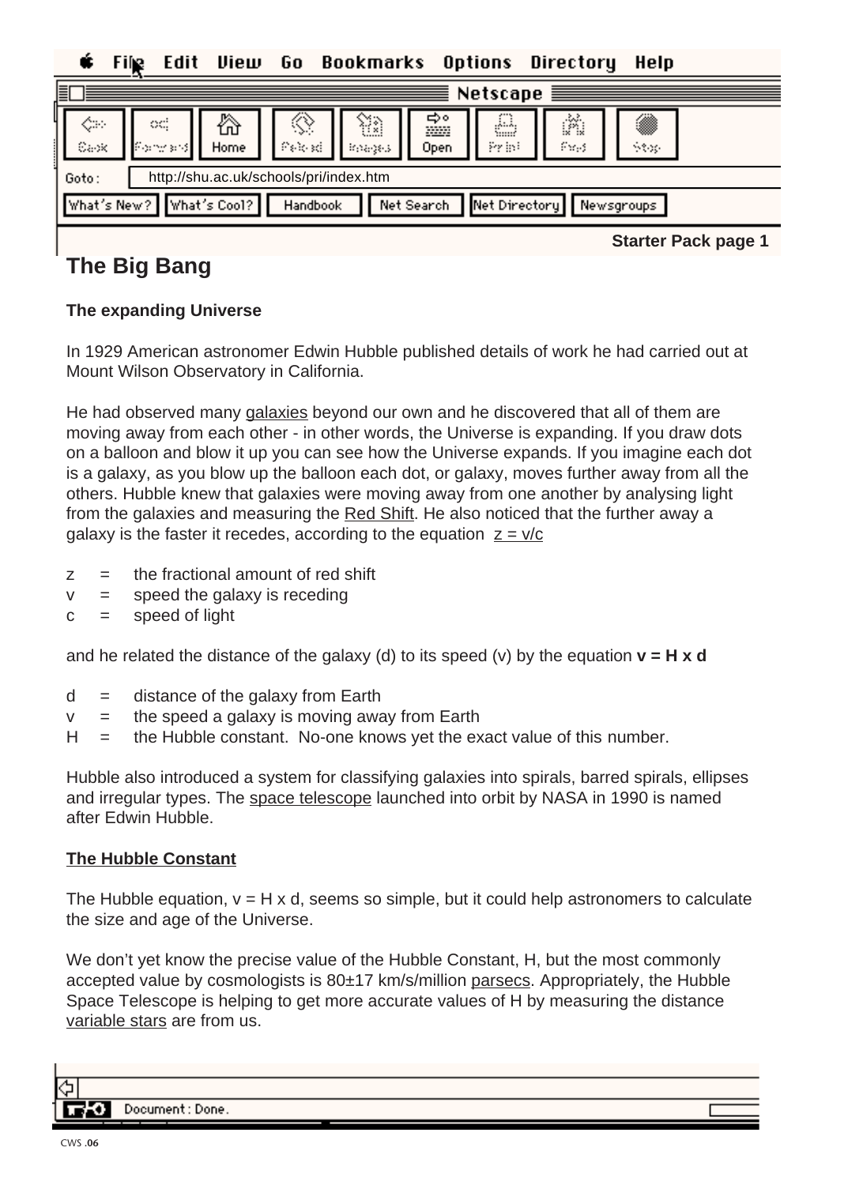Starter Pack page 1

# The Big Bang

**The expanding Universe**

In 1929 American astronomer Edwin Hubble published details of work he had carried out at Mount Wilson Observatory in California.

He had observed many galaxies beyond our own and he discovered that all of them are moving away from each other - in other words, the Universe is expanding. If you draw dots on a balloon and blow it up you can see how the Universe expands. If you imagine each dot is a galaxy, as you blow up the balloon each dot, or galaxy, moves further away from all the others. Hubble knew that galaxies were moving away from one another by analysing light from the galaxies and measuring the Red Shift. He also noticed that the further away a galaxy is the faster it recedes, according to the equation $z = v/c$

$z$ = the fractional amount of red shift
$v$ = speed the galaxy is receding
$c$ = speed of light

and he related the distance of the galaxy (d) to its speed (v) by the equation $v = H \times d$

$d$ = distance of the galaxy from Earth
$v$ = the speed a galaxy is moving away from Earth
$H$ = the Hubble constant. No-one knows yet the exact value of this number.

Hubble also introduced a system for classifying galaxies into spirals, barred spirals, ellipses and irregular types. The space telescope launched into orbit by NASA in 1990 is named after Edwin Hubble.

**The Hubble Constant**

The Hubble equation, $v = H \times d$, seems so simple, but it could help astronomers to calculate the size and age of the Universe.

We don't yet know the precise value of the Hubble Constant, H, but the most commonly accepted value by cosmologists is $80 \pm 17$ km/s/million parsecs. Appropriately, the Hubble Space Telescope is helping to get more accurate values of H by measuring the distance variable stars are from us.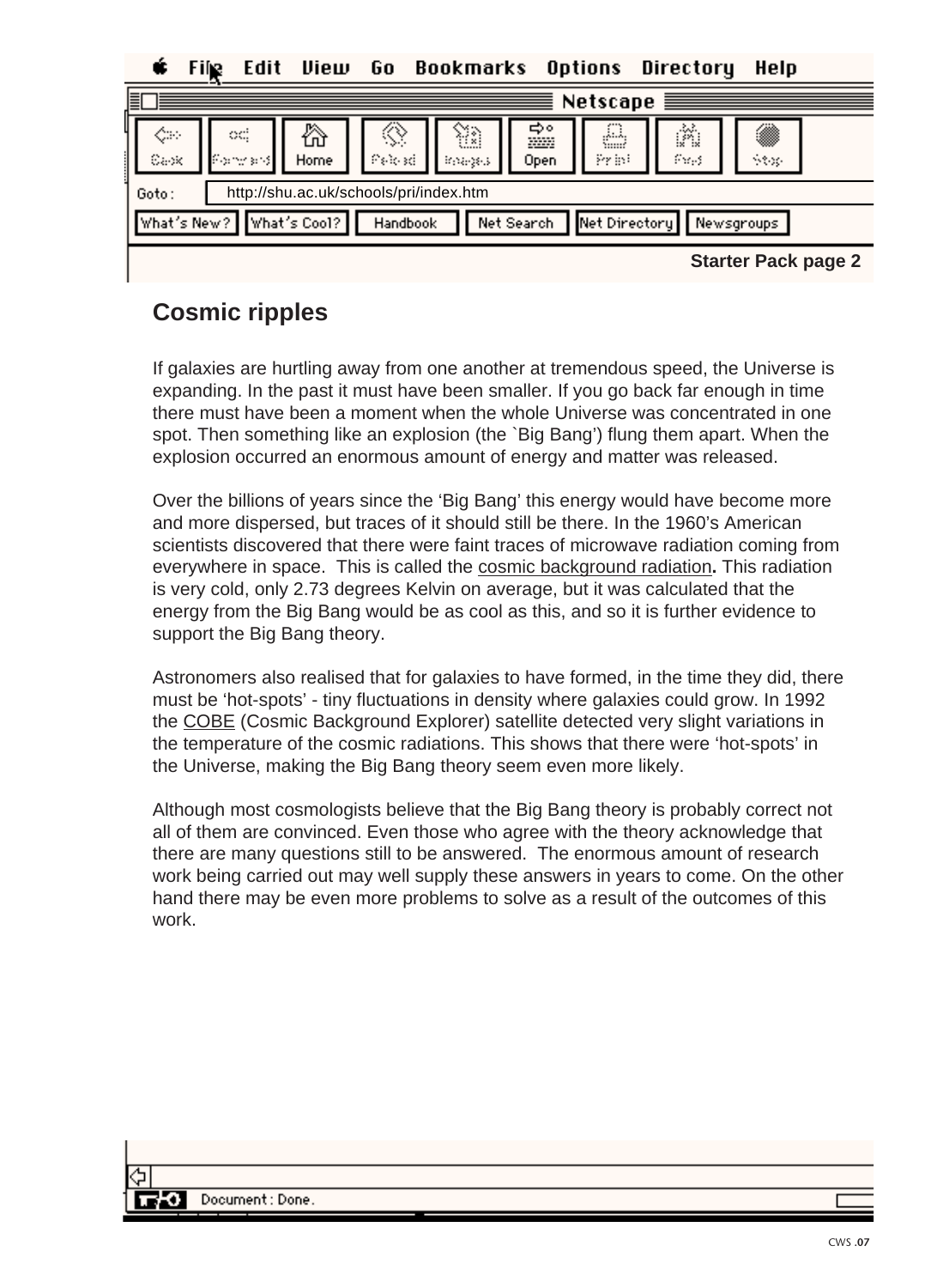## Cosmic ripples

If galaxies are hurtling away from one another at tremendous speed, the Universe is expanding. In the past it must have been smaller. If you go back far enough in time there must have been a moment when the whole Universe was concentrated in one spot. Then something like an explosion (the `Big Bang') flung them apart. When the explosion occurred an enormous amount of energy and matter was released.

Over the billions of years since the 'Big Bang' this energy would have become more and more dispersed, but traces of it should still be there. In the 1960's American scientists discovered that there were faint traces of microwave radiation coming from everywhere in space. This is called the cosmic background radiation**.** This radiation is very cold, only 2.73 degrees Kelvin on average, but it was calculated that the energy from the Big Bang would be as cool as this, and so it is further evidence to support the Big Bang theory.

Astronomers also realised that for galaxies to have formed, in the time they did, there must be 'hot-spots' - tiny fluctuations in density where galaxies could grow. In 1992 the COBE (Cosmic Background Explorer) satellite detected very slight variations in the temperature of the cosmic radiations. This shows that there were 'hot-spots' in the Universe, making the Big Bang theory seem even more likely.

Although most cosmologists believe that the Big Bang theory is probably correct not all of them are convinced. Even those who agree with the theory acknowledge that there are many questions still to be answered. The enormous amount of research work being carried out may well supply these answers in years to come. On the other hand there may be even more problems to solve as a result of the outcomes of this work.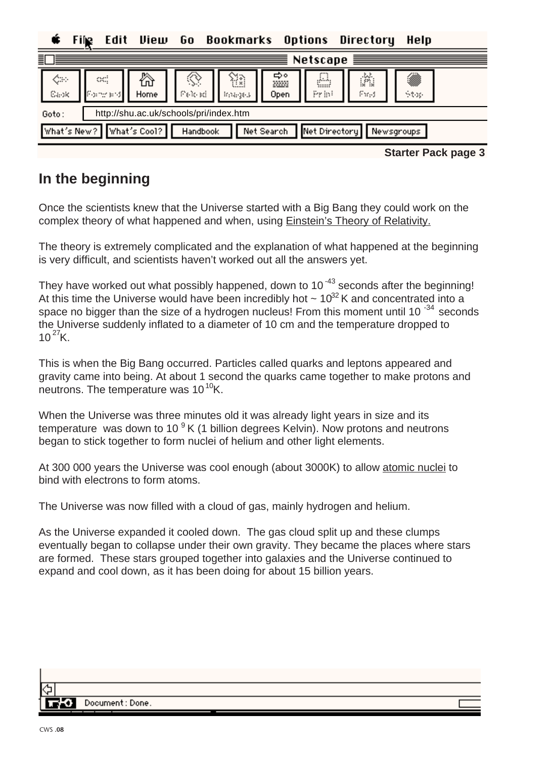http://shu.ac.uk/schools/pri/index.htm

**Starter Pack page 3**

## In the beginning

Once the scientists knew that the Universe started with a Big Bang they could work on the complex theory of what happened and when, using Einstein's Theory of Relativity.

The theory is extremely complicated and the explanation of what happened at the beginning is very difficult, and scientists haven't worked out all the answers yet.

They have worked out what possibly happened, down to $10^{-43}$ seconds after the beginning! At this time the Universe would have been incredibly hot ~ $10^{32}$ K and concentrated into a space no bigger than the size of a hydrogen nucleus! From this moment until $10^{-34}$ seconds the Universe suddenly inflated to a diameter of 10 cm and the temperature dropped to $10^{27}$K.

This is when the Big Bang occurred. Particles called quarks and leptons appeared and gravity came into being. At about 1 second the quarks came together to make protons and neutrons. The temperature was $10^{10}$K.

When the Universe was three minutes old it was already light years in size and its temperature was down to $10^{9}$ K (1 billion degrees Kelvin). Now protons and neutrons began to stick together to form nuclei of helium and other light elements.

At 300 000 years the Universe was cool enough (about 3000K) to allow atomic nuclei to bind with electrons to form atoms.

The Universe was now filled with a cloud of gas, mainly hydrogen and helium.

As the Universe expanded it cooled down. The gas cloud split up and these clumps eventually began to collapse under their own gravity. They became the places where stars are formed. These stars grouped together into galaxies and the Universe continued to expand and cool down, as it has been doing for about 15 billion years.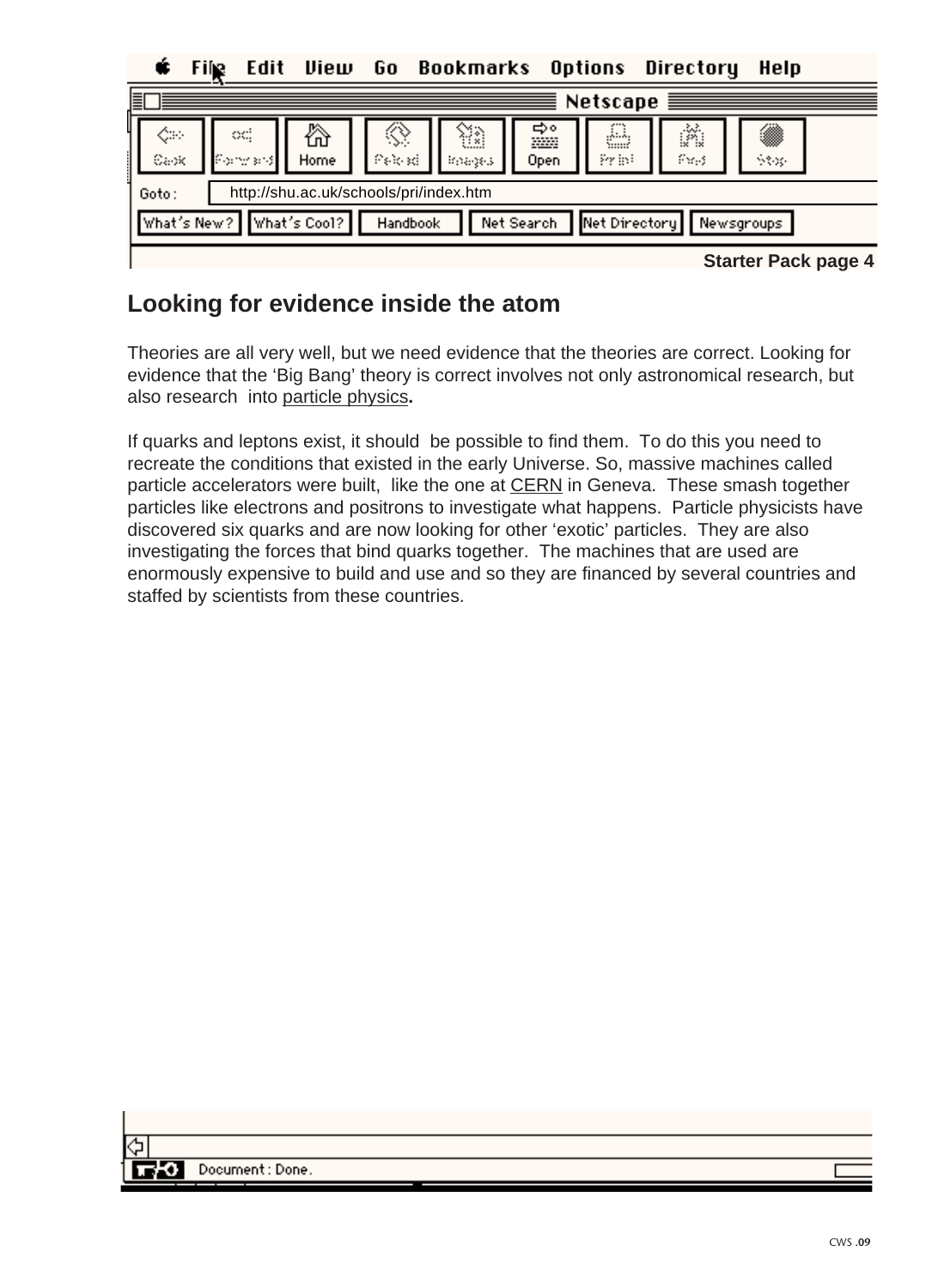http://shu.ac.uk/schools/pri/index.htm

**Starter Pack page 4**

## Looking for evidence inside the atom

Theories are all very well, but we need evidence that the theories are correct. Looking for evidence that the ‘Big Bang’ theory is correct involves not only astronomical research, but also research into particle physics**.**

If quarks and leptons exist, it should be possible to find them. To do this you need to recreate the conditions that existed in the early Universe. So, massive machines called particle accelerators were built, like the one at CERN in Geneva. These smash together particles like electrons and positrons to investigate what happens. Particle physicists have discovered six quarks and are now looking for other ‘exotic’ particles. They are also investigating the forces that bind quarks together. The machines that are used are enormously expensive to build and use and so they are financed by several countries and staffed by scientists from these countries.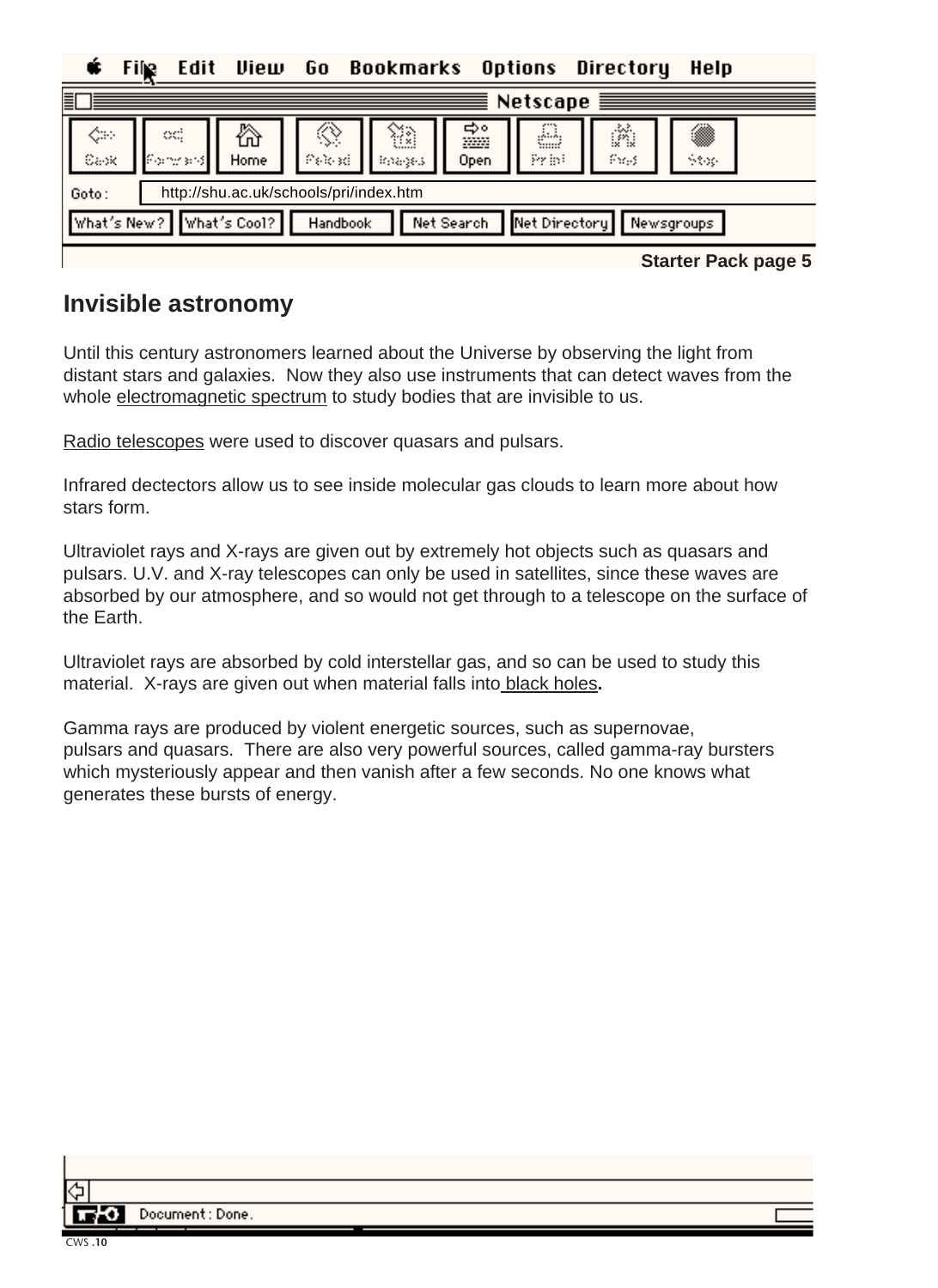Starter Pack page 5

## Invisible astronomy

Until this century astronomers learned about the Universe by observing the light from distant stars and galaxies. Now they also use instruments that can detect waves from the whole electromagnetic spectrum to study bodies that are invisible to us.

Radio telescopes were used to discover quasars and pulsars.

Infrared dectectors allow us to see inside molecular gas clouds to learn more about how stars form.

Ultraviolet rays and X-rays are given out by extremely hot objects such as quasars and pulsars. U.V. and X-ray telescopes can only be used in satellites, since these waves are absorbed by our atmosphere, and so would not get through to a telescope on the surface of the Earth.

Ultraviolet rays are absorbed by cold interstellar gas, and so can be used to study this material. X-rays are given out when material falls into black holes.

Gamma rays are produced by violent energetic sources, such as supernovae, pulsars and quasars. There are also very powerful sources, called gamma-ray bursters which mysteriously appear and then vanish after a few seconds. No one knows what generates these bursts of energy.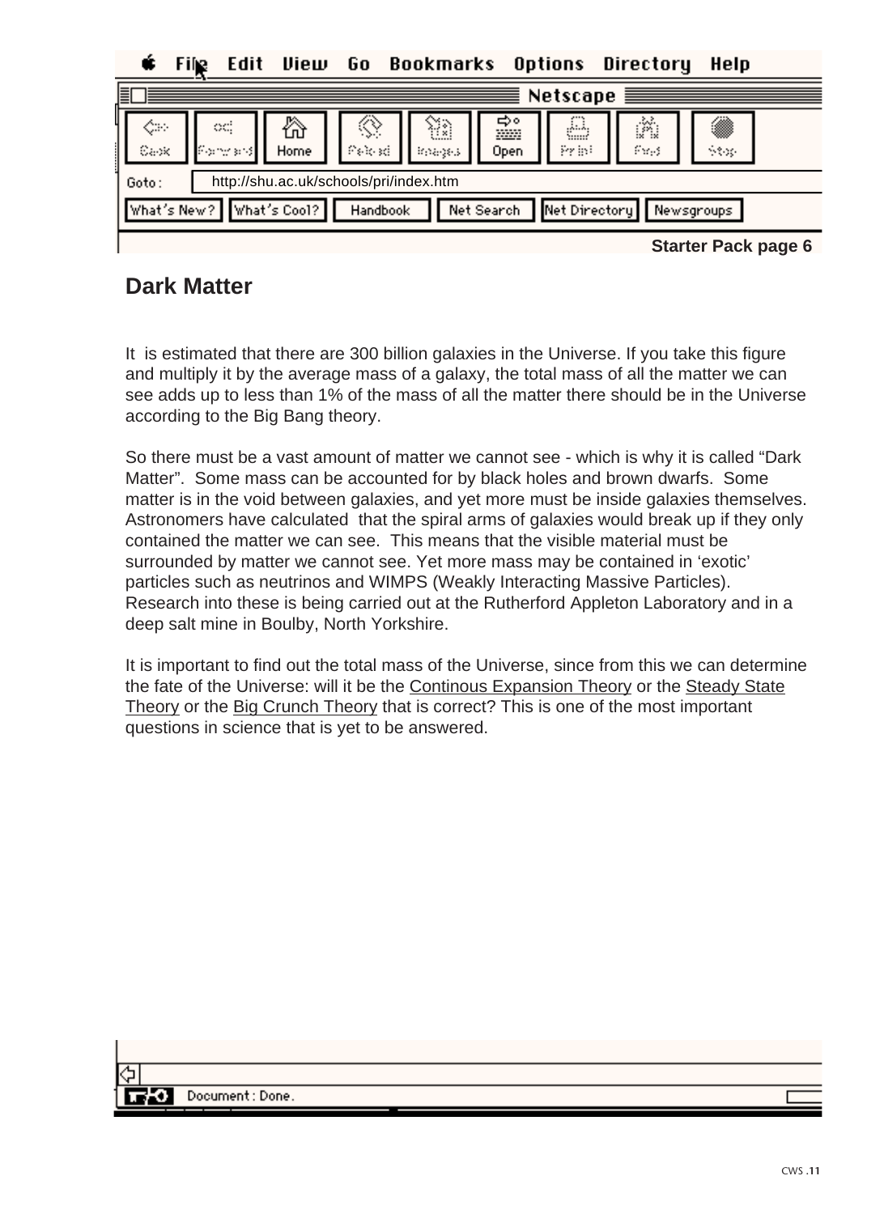Starter Pack page 6

## Dark Matter

It is estimated that there are 300 billion galaxies in the Universe. If you take this figure and multiply it by the average mass of a galaxy, the total mass of all the matter we can see adds up to less than 1% of the mass of all the matter there should be in the Universe according to the Big Bang theory.

So there must be a vast amount of matter we cannot see - which is why it is called "Dark Matter". Some mass can be accounted for by black holes and brown dwarfs. Some matter is in the void between galaxies, and yet more must be inside galaxies themselves. Astronomers have calculated that the spiral arms of galaxies would break up if they only contained the matter we can see. This means that the visible material must be surrounded by matter we cannot see. Yet more mass may be contained in 'exotic' particles such as neutrinos and WIMPS (Weakly Interacting Massive Particles). Research into these is being carried out at the Rutherford Appleton Laboratory and in a deep salt mine in Boulby, North Yorkshire.

It is important to find out the total mass of the Universe, since from this we can determine the fate of the Universe: will it be the Continous Expansion Theory or the Steady State Theory or the Big Crunch Theory that is correct? This is one of the most important questions in science that is yet to be answered.